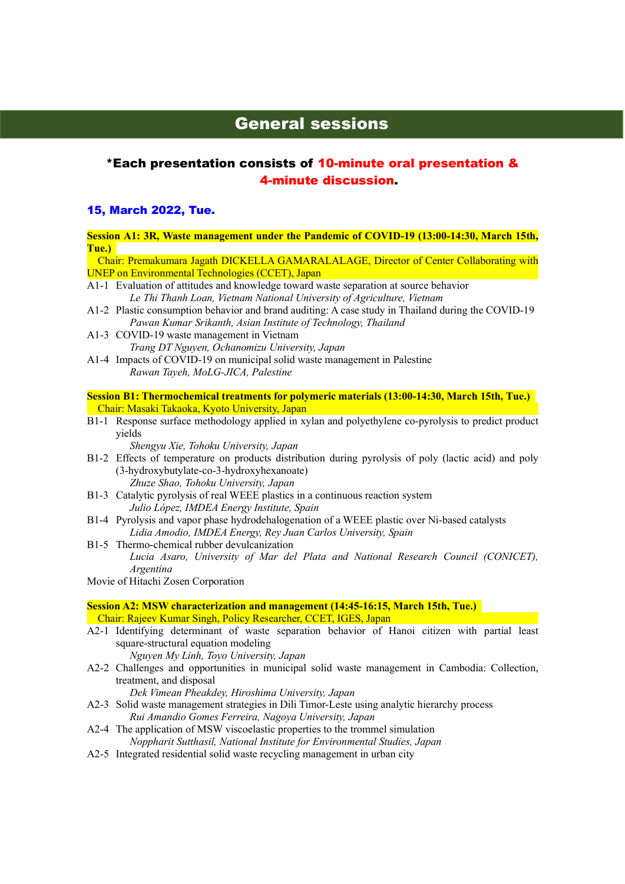# General sessions

**\*Each presentation consists of 10-minute oral presentation & 4-minute discussion.**

### 15, March 2022, Tue.

**Session A1: 3R, Waste management under the Pandemic of COVID-19 (13:00-14:30, March 15th, Tue.)**
Chair: Premakumara Jagath DICKELLA GAMARALALAGE, Director of Center Collaborating with UNEP on Environmental Technologies (CCET), Japan

A1-1 Evaluation of attitudes and knowledge toward waste separation at source behavior
*Le Thi Thanh Loan, Vietnam National University of Agriculture, Vietnam*

A1-2 Plastic consumption behavior and brand auditing: A case study in Thailand during the COVID-19
*Pawan Kumar Srikanth, Asian Institute of Technology, Thailand*

A1-3 COVID-19 waste management in Vietnam
*Trang DT Nguyen, Ochanomizu University, Japan*

A1-4 Impacts of COVID-19 on municipal solid waste management in Palestine
*Rawan Tayeh, MoLG-JICA, Palestine*

**Session B1: Thermochemical treatments for polymeric materials (13:00-14:30, March 15th, Tue.)**
Chair: Masaki Takaoka, Kyoto University, Japan

B1-1 Response surface methodology applied in xylan and polyethylene co-pyrolysis to predict product yields
*Shengyu Xie, Tohoku University, Japan*

B1-2 Effects of temperature on products distribution during pyrolysis of poly (lactic acid) and poly (3-hydroxybutylate-co-3-hydroxyhexanoate)
*Zhuze Shao, Tohoku University, Japan*

B1-3 Catalytic pyrolysis of real WEEE plastics in a continuous reaction system
*Julio López, IMDEA Energy Institute, Spain*

B1-4 Pyrolysis and vapor phase hydrodehalogenation of a WEEE plastic over Ni-based catalysts
*Lidia Amodio, IMDEA Energy, Rey Juan Carlos University, Spain*

B1-5 Thermo-chemical rubber devulcanization
*Lucia Asaro, University of Mar del Plata and National Research Council (CONICET), Argentina*

Movie of Hitachi Zosen Corporation

**Session A2: MSW characterization and management (14:45-16:15, March 15th, Tue.)**
Chair: Rajeev Kumar Singh, Policy Researcher, CCET, IGES, Japan

A2-1 Identifying determinant of waste separation behavior of Hanoi citizen with partial least square-structural equation modeling
*Nguyen My Linh, Toyo University, Japan*

A2-2 Challenges and opportunities in municipal solid waste management in Cambodia: Collection, treatment, and disposal
*Dek Vimean Pheakdey, Hiroshima University, Japan*

A2-3 Solid waste management strategies in Dili Timor-Leste using analytic hierarchy process
*Rui Amandio Gomes Ferreira, Nagoya University, Japan*

A2-4 The application of MSW viscoelastic properties to the trommel simulation
*Noppharit Sutthasil, National Institute for Environmental Studies, Japan*

A2-5 Integrated residential solid waste recycling management in urban city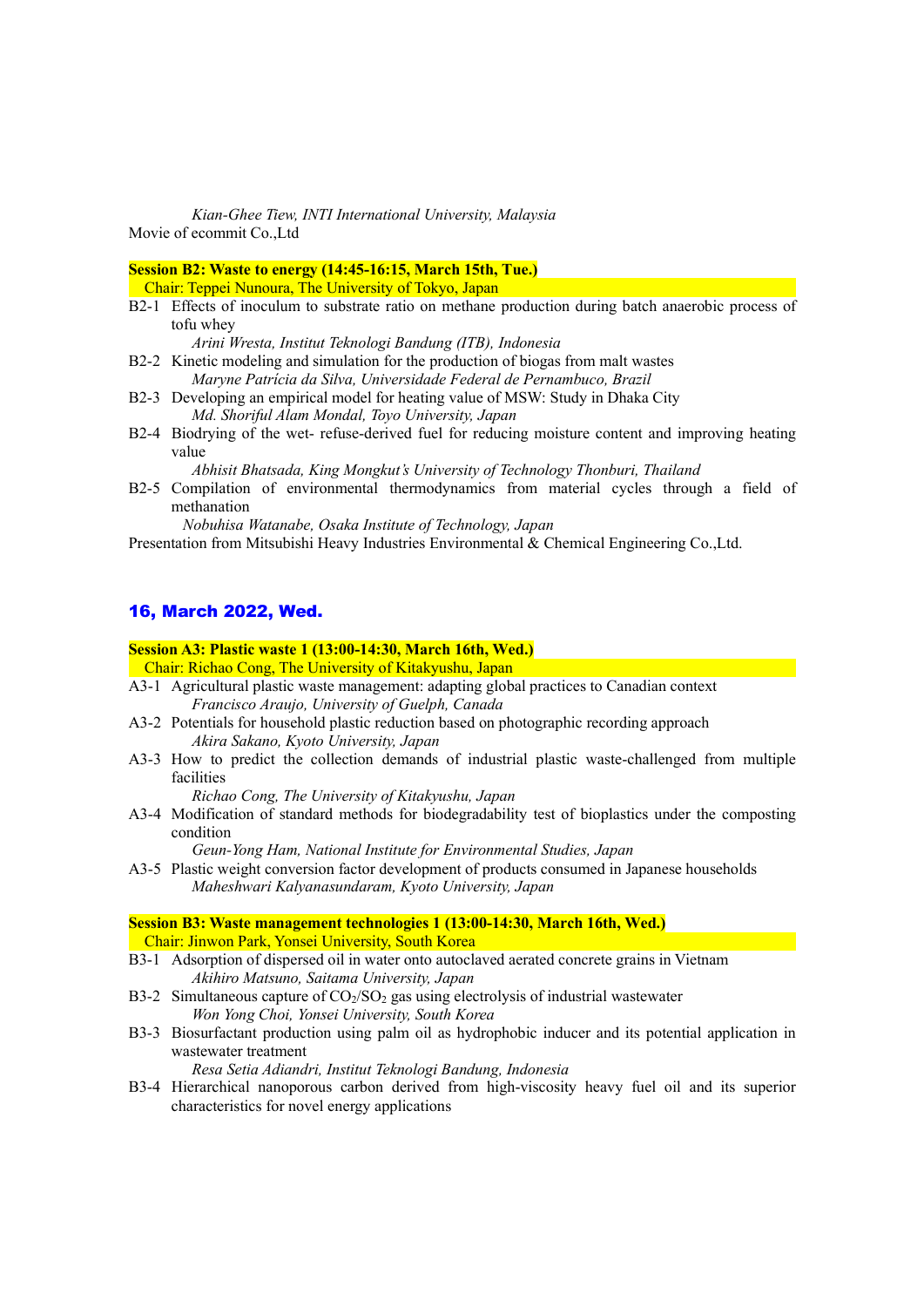*Kian-Ghee Tiew, INTI International University, Malaysia*

Movie of ecommit Co.,Ltd

**Session B2: Waste to energy (14:45-16:15, March 15th, Tue.)**

Chair: Teppei Nunoura, The University of Tokyo, Japan

B2-1 Effects of inoculum to substrate ratio on methane production during batch anaerobic process of tofu whey
*Arini Wresta, Institut Teknologi Bandung (ITB), Indonesia*

B2-2 Kinetic modeling and simulation for the production of biogas from malt wastes
*Maryne Patrícia da Silva, Universidade Federal de Pernambuco, Brazil*

B2-3 Developing an empirical model for heating value of MSW: Study in Dhaka City
*Md. Shoriful Alam Mondal, Toyo University, Japan*

B2-4 Biodrying of the wet- refuse-derived fuel for reducing moisture content and improving heating value
*Abhisit Bhatsada, King Mongkut's University of Technology Thonburi, Thailand*

B2-5 Compilation of environmental thermodynamics from material cycles through a field of methanation
*Nobuhisa Watanabe, Osaka Institute of Technology, Japan*

Presentation from Mitsubishi Heavy Industries Environmental & Chemical Engineering Co.,Ltd.

## 16, March 2022, Wed.

**Session A3: Plastic waste 1 (13:00-14:30, March 16th, Wed.)**

Chair: Richao Cong, The University of Kitakyushu, Japan

A3-1 Agricultural plastic waste management: adapting global practices to Canadian context
*Francisco Araujo, University of Guelph, Canada*

A3-2 Potentials for household plastic reduction based on photographic recording approach
*Akira Sakano, Kyoto University, Japan*

A3-3 How to predict the collection demands of industrial plastic waste-challenged from multiple facilities
*Richao Cong, The University of Kitakyushu, Japan*

A3-4 Modification of standard methods for biodegradability test of bioplastics under the composting condition
*Geun-Yong Ham, National Institute for Environmental Studies, Japan*

A3-5 Plastic weight conversion factor development of products consumed in Japanese households
*Maheshwari Kalyanasundaram, Kyoto University, Japan*

**Session B3: Waste management technologies 1 (13:00-14:30, March 16th, Wed.)**

Chair: Jinwon Park, Yonsei University, South Korea

B3-1 Adsorption of dispersed oil in water onto autoclaved aerated concrete grains in Vietnam
*Akihiro Matsuno, Saitama University, Japan*

B3-2 Simultaneous capture of $CO_2$/$SO_2$ gas using electrolysis of industrial wastewater
*Won Yong Choi, Yonsei University, South Korea*

B3-3 Biosurfactant production using palm oil as hydrophobic inducer and its potential application in wastewater treatment
*Resa Setia Adiandri, Institut Teknologi Bandung, Indonesia*

B3-4 Hierarchical nanoporous carbon derived from high-viscosity heavy fuel oil and its superior characteristics for novel energy applications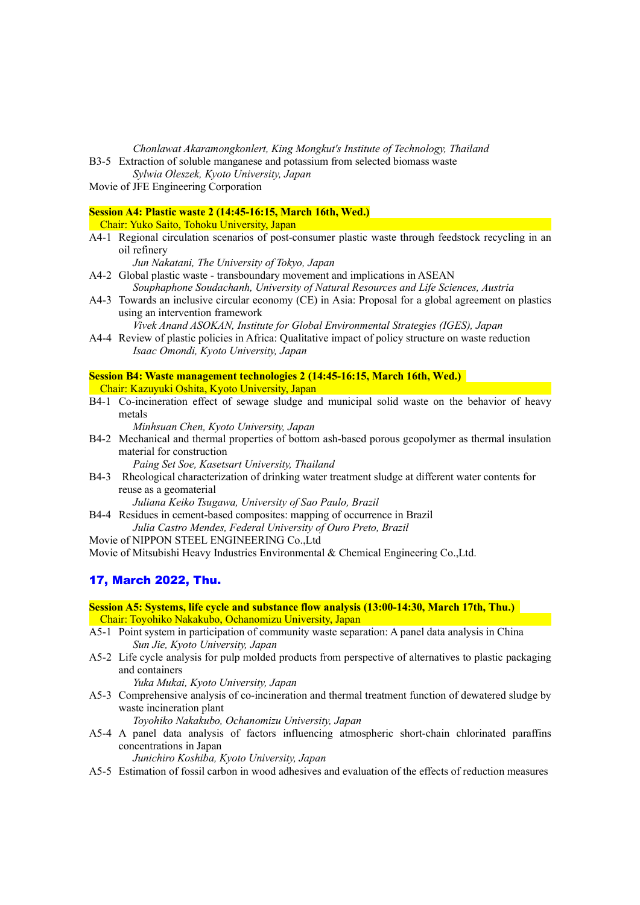*Chonlawat Akaramongkonlert, King Mongkut's Institute of Technology, Thailand*

B3-5 Extraction of soluble manganese and potassium from selected biomass waste
*Sylwia Oleszek, Kyoto University, Japan*

Movie of JFE Engineering Corporation

**Session A4: Plastic waste 2 (14:45-16:15, March 16th, Wed.)**
Chair: Yuko Saito, Tohoku University, Japan

A4-1 Regional circulation scenarios of post-consumer plastic waste through feedstock recycling in an oil refinery
*Jun Nakatani, The University of Tokyo, Japan*

A4-2 Global plastic waste - transboundary movement and implications in ASEAN
*Souphaphone Soudachanh, University of Natural Resources and Life Sciences, Austria*

A4-3 Towards an inclusive circular economy (CE) in Asia: Proposal for a global agreement on plastics using an intervention framework
*Vivek Anand ASOKAN, Institute for Global Environmental Strategies (IGES), Japan*

A4-4 Review of plastic policies in Africa: Qualitative impact of policy structure on waste reduction
*Isaac Omondi, Kyoto University, Japan*

**Session B4: Waste management technologies 2 (14:45-16:15, March 16th, Wed.)**
Chair: Kazuyuki Oshita, Kyoto University, Japan

B4-1 Co-incineration effect of sewage sludge and municipal solid waste on the behavior of heavy metals
*Minhsuan Chen, Kyoto University, Japan*

B4-2 Mechanical and thermal properties of bottom ash-based porous geopolymer as thermal insulation material for construction
*Paing Set Soe, Kasetsart University, Thailand*

B4-3 Rheological characterization of drinking water treatment sludge at different water contents for reuse as a geomaterial
*Juliana Keiko Tsugawa, University of Sao Paulo, Brazil*

B4-4 Residues in cement-based composites: mapping of occurrence in Brazil
*Julia Castro Mendes, Federal University of Ouro Preto, Brazil*

Movie of NIPPON STEEL ENGINEERING Co.,Ltd

Movie of Mitsubishi Heavy Industries Environmental & Chemical Engineering Co.,Ltd.

## 17, March 2022, Thu.

**Session A5: Systems, life cycle and substance flow analysis (13:00-14:30, March 17th, Thu.)**
Chair: Toyohiko Nakakubo, Ochanomizu University, Japan

A5-1 Point system in participation of community waste separation: A panel data analysis in China
*Sun Jie, Kyoto University, Japan*

A5-2 Life cycle analysis for pulp molded products from perspective of alternatives to plastic packaging and containers
*Yuka Mukai, Kyoto University, Japan*

A5-3 Comprehensive analysis of co-incineration and thermal treatment function of dewatered sludge by waste incineration plant
*Toyohiko Nakakubo, Ochanomizu University, Japan*

A5-4 A panel data analysis of factors influencing atmospheric short-chain chlorinated paraffins concentrations in Japan
*Junichiro Koshiba, Kyoto University, Japan*

A5-5 Estimation of fossil carbon in wood adhesives and evaluation of the effects of reduction measures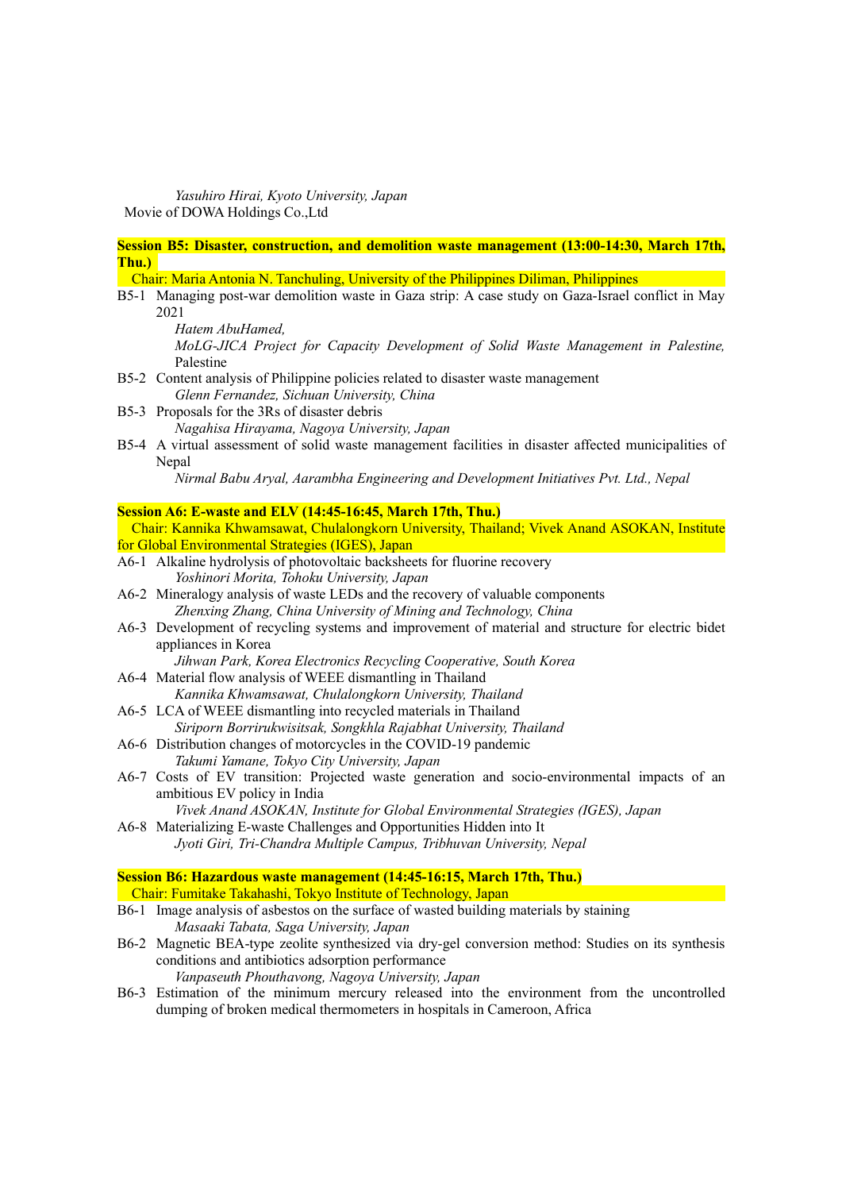*Yasuhiro Hirai, Kyoto University, Japan*

Movie of DOWA Holdings Co.,Ltd

**Session B5: Disaster, construction, and demolition waste management (13:00-14:30, March 17th, Thu.)**

Chair: Maria Antonia N. Tanchuling, University of the Philippines Diliman, Philippines

B5-1 Managing post-war demolition waste in Gaza strip: A case study on Gaza-Israel conflict in May 2021
*Hatem AbuHamed,*
*MoLG-JICA Project for Capacity Development of Solid Waste Management in Palestine,* Palestine

B5-2 Content analysis of Philippine policies related to disaster waste management
*Glenn Fernandez, Sichuan University, China*

B5-3 Proposals for the 3Rs of disaster debris
*Nagahisa Hirayama, Nagoya University, Japan*

B5-4 A virtual assessment of solid waste management facilities in disaster affected municipalities of Nepal
*Nirmal Babu Aryal, Aarambha Engineering and Development Initiatives Pvt. Ltd., Nepal*

**Session A6: E-waste and ELV (14:45-16:45, March 17th, Thu.)**

Chair: Kannika Khwamsawat, Chulalongkorn University, Thailand; Vivek Anand ASOKAN, Institute for Global Environmental Strategies (IGES), Japan

A6-1 Alkaline hydrolysis of photovoltaic backsheets for fluorine recovery
*Yoshinori Morita, Tohoku University, Japan*

A6-2 Mineralogy analysis of waste LEDs and the recovery of valuable components
*Zhenxing Zhang, China University of Mining and Technology, China*

A6-3 Development of recycling systems and improvement of material and structure for electric bidet appliances in Korea
*Jihwan Park, Korea Electronics Recycling Cooperative, South Korea*

A6-4 Material flow analysis of WEEE dismantling in Thailand
*Kannika Khwamsawat, Chulalongkorn University, Thailand*

A6-5 LCA of WEEE dismantling into recycled materials in Thailand
*Siriporn Borrirukwisitsak, Songkhla Rajabhat University, Thailand*

A6-6 Distribution changes of motorcycles in the COVID-19 pandemic
*Takumi Yamane, Tokyo City University, Japan*

A6-7 Costs of EV transition: Projected waste generation and socio-environmental impacts of an ambitious EV policy in India
*Vivek Anand ASOKAN, Institute for Global Environmental Strategies (IGES), Japan*

A6-8 Materializing E-waste Challenges and Opportunities Hidden into It
*Jyoti Giri, Tri-Chandra Multiple Campus, Tribhuvan University, Nepal*

**Session B6: Hazardous waste management (14:45-16:15, March 17th, Thu.)**

Chair: Fumitake Takahashi, Tokyo Institute of Technology, Japan

B6-1 Image analysis of asbestos on the surface of wasted building materials by staining
*Masaaki Tabata, Saga University, Japan*

B6-2 Magnetic BEA-type zeolite synthesized via dry-gel conversion method: Studies on its synthesis conditions and antibiotics adsorption performance
*Vanpaseuth Phouthavong, Nagoya University, Japan*

B6-3 Estimation of the minimum mercury released into the environment from the uncontrolled dumping of broken medical thermometers in hospitals in Cameroon, Africa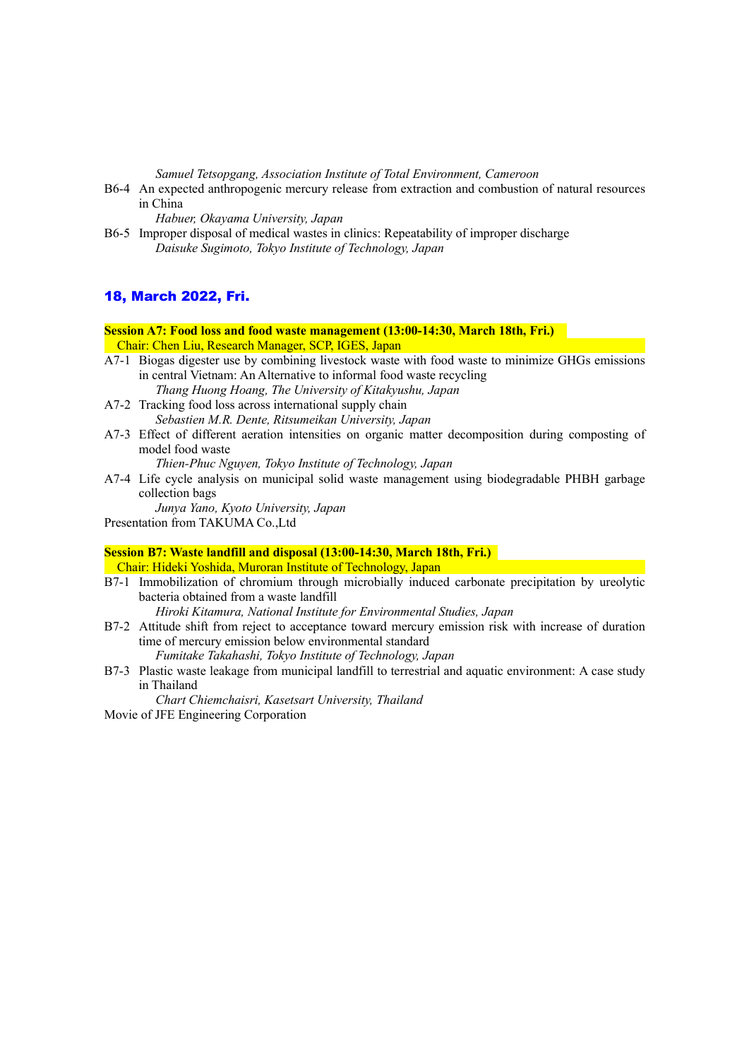*Samuel Tetsopgang, Association Institute of Total Environment, Cameroon*

B6-4 An expected anthropogenic mercury release from extraction and combustion of natural resources in China
*Habuer, Okayama University, Japan*

B6-5 Improper disposal of medical wastes in clinics: Repeatability of improper discharge
*Daisuke Sugimoto, Tokyo Institute of Technology, Japan*

## 18, March 2022, Fri.

**Session A7: Food loss and food waste management (13:00-14:30, March 18th, Fri.)**
Chair: Chen Liu, Research Manager, SCP, IGES, Japan

A7-1 Biogas digester use by combining livestock waste with food waste to minimize GHGs emissions in central Vietnam: An Alternative to informal food waste recycling
*Thang Huong Hoang, The University of Kitakyushu, Japan*

A7-2 Tracking food loss across international supply chain
*Sebastien M.R. Dente, Ritsumeikan University, Japan*

A7-3 Effect of different aeration intensities on organic matter decomposition during composting of model food waste
*Thien-Phuc Nguyen, Tokyo Institute of Technology, Japan*

A7-4 Life cycle analysis on municipal solid waste management using biodegradable PHBH garbage collection bags
*Junya Yano, Kyoto University, Japan*

Presentation from TAKUMA Co.,Ltd

**Session B7: Waste landfill and disposal (13:00-14:30, March 18th, Fri.)**
Chair: Hideki Yoshida, Muroran Institute of Technology, Japan

B7-1 Immobilization of chromium through microbially induced carbonate precipitation by ureolytic bacteria obtained from a waste landfill
*Hiroki Kitamura, National Institute for Environmental Studies, Japan*

B7-2 Attitude shift from reject to acceptance toward mercury emission risk with increase of duration time of mercury emission below environmental standard
*Fumitake Takahashi, Tokyo Institute of Technology, Japan*

B7-3 Plastic waste leakage from municipal landfill to terrestrial and aquatic environment: A case study in Thailand
*Chart Chiemchaisri, Kasetsart University, Thailand*

Movie of JFE Engineering Corporation